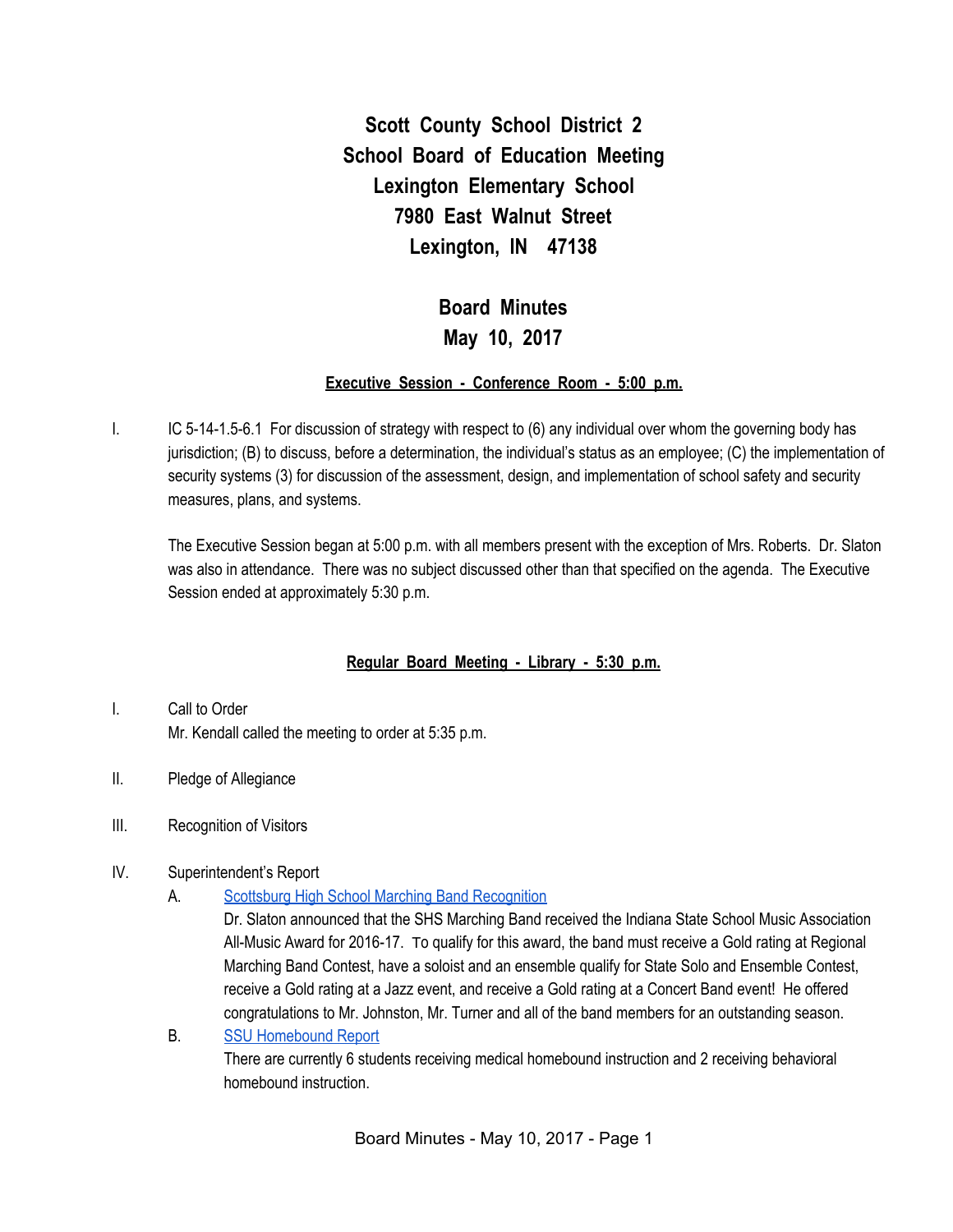# Scott County School District 2
# School Board of Education Meeting
# Lexington Elementary School
# 7980 East Walnut Street
# Lexington, IN 47138

## Board Minutes
## May 10, 2017

**Executive Session - Conference Room - 5:00 p.m.**

I. IC 5-14-1.5-6.1 For discussion of strategy with respect to (6) any individual over whom the governing body has jurisdiction; (B) to discuss, before a determination, the individual's status as an employee; (C) the implementation of security systems (3) for discussion of the assessment, design, and implementation of school safety and security measures, plans, and systems.

The Executive Session began at 5:00 p.m. with all members present with the exception of Mrs. Roberts. Dr. Slaton was also in attendance. There was no subject discussed other than that specified on the agenda. The Executive Session ended at approximately 5:30 p.m.

**Regular Board Meeting - Library - 5:30 p.m.**

I. Call to Order
Mr. Kendall called the meeting to order at 5:35 p.m.

II. Pledge of Allegiance

III. Recognition of Visitors

IV. Superintendent's Report

A. Scottsburg High School Marching Band Recognition
Dr. Slaton announced that the SHS Marching Band received the Indiana State School Music Association All-Music Award for 2016-17. To qualify for this award, the band must receive a Gold rating at Regional Marching Band Contest, have a soloist and an ensemble qualify for State Solo and Ensemble Contest, receive a Gold rating at a Jazz event, and receive a Gold rating at a Concert Band event! He offered congratulations to Mr. Johnston, Mr. Turner and all of the band members for an outstanding season.

B. SSU Homebound Report
There are currently 6 students receiving medical homebound instruction and 2 receiving behavioral homebound instruction.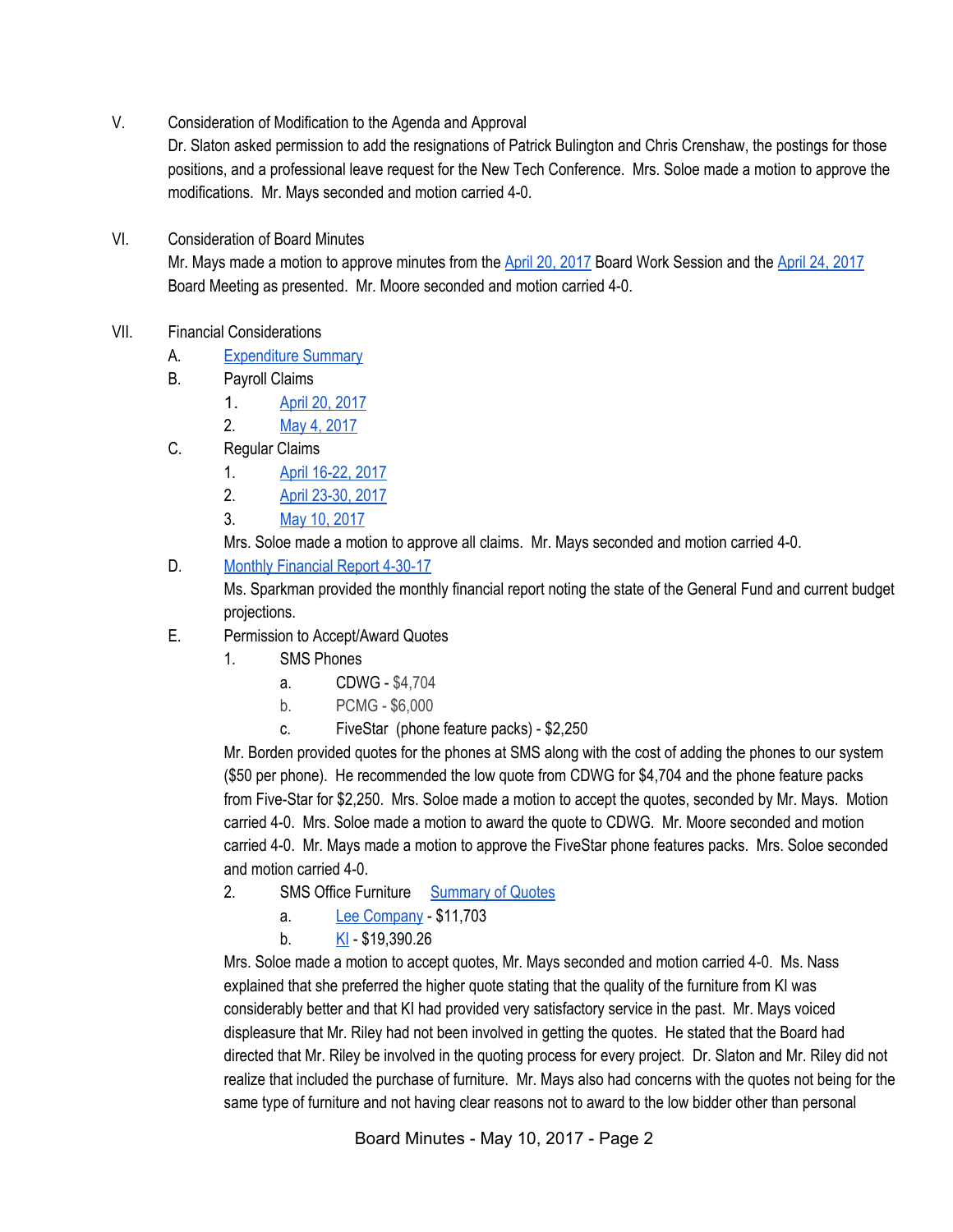V. Consideration of Modification to the Agenda and Approval

Dr. Slaton asked permission to add the resignations of Patrick Bulington and Chris Crenshaw, the postings for those positions, and a professional leave request for the New Tech Conference. Mrs. Soloe made a motion to approve the modifications. Mr. Mays seconded and motion carried 4-0.

VI. Consideration of Board Minutes

Mr. Mays made a motion to approve minutes from the April 20, 2017 Board Work Session and the April 24, 2017 Board Meeting as presented. Mr. Moore seconded and motion carried 4-0.

VII. Financial Considerations

A. Expenditure Summary

B. Payroll Claims
1. April 20, 2017
2. May 4, 2017

C. Regular Claims
1. April 16-22, 2017
2. April 23-30, 2017
3. May 10, 2017

Mrs. Soloe made a motion to approve all claims. Mr. Mays seconded and motion carried 4-0.

D. Monthly Financial Report 4-30-17

Ms. Sparkman provided the monthly financial report noting the state of the General Fund and current budget projections.

E. Permission to Accept/Award Quotes

1. SMS Phones
   a. CDWG - $4,704
   b. PCMG - $6,000
   c. FiveStar (phone feature packs) - $2,250

Mr. Borden provided quotes for the phones at SMS along with the cost of adding the phones to our system ($50 per phone). He recommended the low quote from CDWG for $4,704 and the phone feature packs from Five-Star for $2,250. Mrs. Soloe made a motion to accept the quotes, seconded by Mr. Mays. Motion carried 4-0. Mrs. Soloe made a motion to award the quote to CDWG. Mr. Moore seconded and motion carried 4-0. Mr. Mays made a motion to approve the FiveStar phone features packs. Mrs. Soloe seconded and motion carried 4-0.

2. SMS Office Furniture Summary of Quotes
   a. Lee Company - $11,703
   b. KI - $19,390.26

Mrs. Soloe made a motion to accept quotes, Mr. Mays seconded and motion carried 4-0. Ms. Nass explained that she preferred the higher quote stating that the quality of the furniture from KI was considerably better and that KI had provided very satisfactory service in the past. Mr. Mays voiced displeasure that Mr. Riley had not been involved in getting the quotes. He stated that the Board had directed that Mr. Riley be involved in the quoting process for every project. Dr. Slaton and Mr. Riley did not realize that included the purchase of furniture. Mr. Mays also had concerns with the quotes not being for the same type of furniture and not having clear reasons not to award to the low bidder other than personal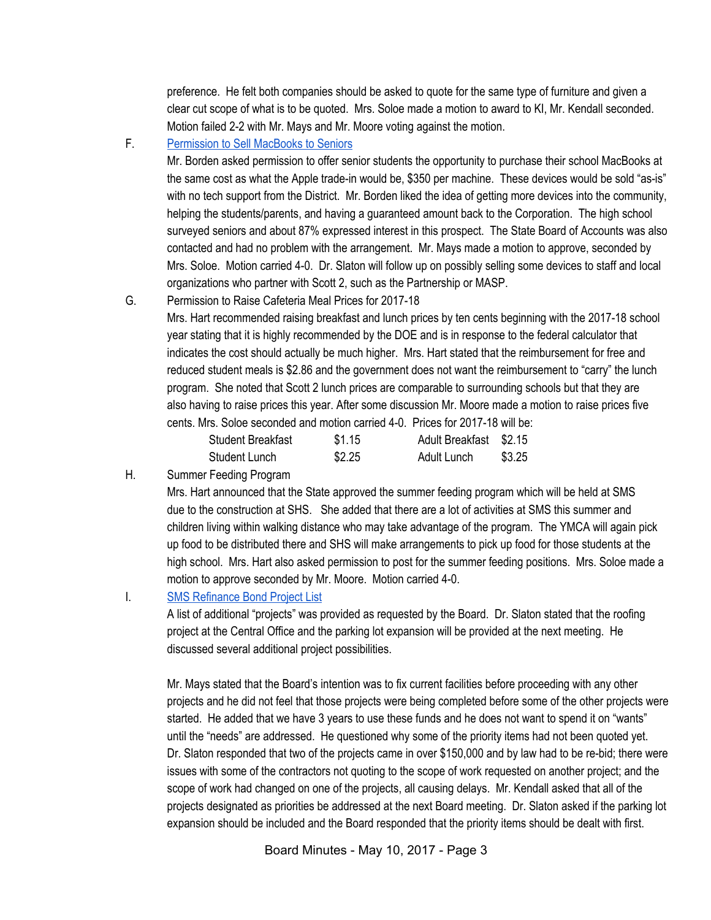preference. He felt both companies should be asked to quote for the same type of furniture and given a clear cut scope of what is to be quoted. Mrs. Soloe made a motion to award to KI, Mr. Kendall seconded. Motion failed 2-2 with Mr. Mays and Mr. Moore voting against the motion.

F. Permission to Sell MacBooks to Seniors

Mr. Borden asked permission to offer senior students the opportunity to purchase their school MacBooks at the same cost as what the Apple trade-in would be, $350 per machine. These devices would be sold "as-is" with no tech support from the District. Mr. Borden liked the idea of getting more devices into the community, helping the students/parents, and having a guaranteed amount back to the Corporation. The high school surveyed seniors and about 87% expressed interest in this prospect. The State Board of Accounts was also contacted and had no problem with the arrangement. Mr. Mays made a motion to approve, seconded by Mrs. Soloe. Motion carried 4-0. Dr. Slaton will follow up on possibly selling some devices to staff and local organizations who partner with Scott 2, such as the Partnership or MASP.

G. Permission to Raise Cafeteria Meal Prices for 2017-18

Mrs. Hart recommended raising breakfast and lunch prices by ten cents beginning with the 2017-18 school year stating that it is highly recommended by the DOE and is in response to the federal calculator that indicates the cost should actually be much higher. Mrs. Hart stated that the reimbursement for free and reduced student meals is $2.86 and the government does not want the reimbursement to "carry" the lunch program. She noted that Scott 2 lunch prices are comparable to surrounding schools but that they are also having to raise prices this year. After some discussion Mr. Moore made a motion to raise prices five cents. Mrs. Soloe seconded and motion carried 4-0. Prices for 2017-18 will be:

| | | | |
|---|---|---|---|
| Student Breakfast | $1.15 | Adult Breakfast | $2.15 |
| Student Lunch | $2.25 | Adult Lunch | $3.25 |

H. Summer Feeding Program

Mrs. Hart announced that the State approved the summer feeding program which will be held at SMS due to the construction at SHS. She added that there are a lot of activities at SMS this summer and children living within walking distance who may take advantage of the program. The YMCA will again pick up food to be distributed there and SHS will make arrangements to pick up food for those students at the high school. Mrs. Hart also asked permission to post for the summer feeding positions. Mrs. Soloe made a motion to approve seconded by Mr. Moore. Motion carried 4-0.

I. SMS Refinance Bond Project List

A list of additional "projects" was provided as requested by the Board. Dr. Slaton stated that the roofing project at the Central Office and the parking lot expansion will be provided at the next meeting. He discussed several additional project possibilities.

Mr. Mays stated that the Board's intention was to fix current facilities before proceeding with any other projects and he did not feel that those projects were being completed before some of the other projects were started. He added that we have 3 years to use these funds and he does not want to spend it on "wants" until the "needs" are addressed. He questioned why some of the priority items had not been quoted yet. Dr. Slaton responded that two of the projects came in over $150,000 and by law had to be re-bid; there were issues with some of the contractors not quoting to the scope of work requested on another project; and the scope of work had changed on one of the projects, all causing delays. Mr. Kendall asked that all of the projects designated as priorities be addressed at the next Board meeting. Dr. Slaton asked if the parking lot expansion should be included and the Board responded that the priority items should be dealt with first.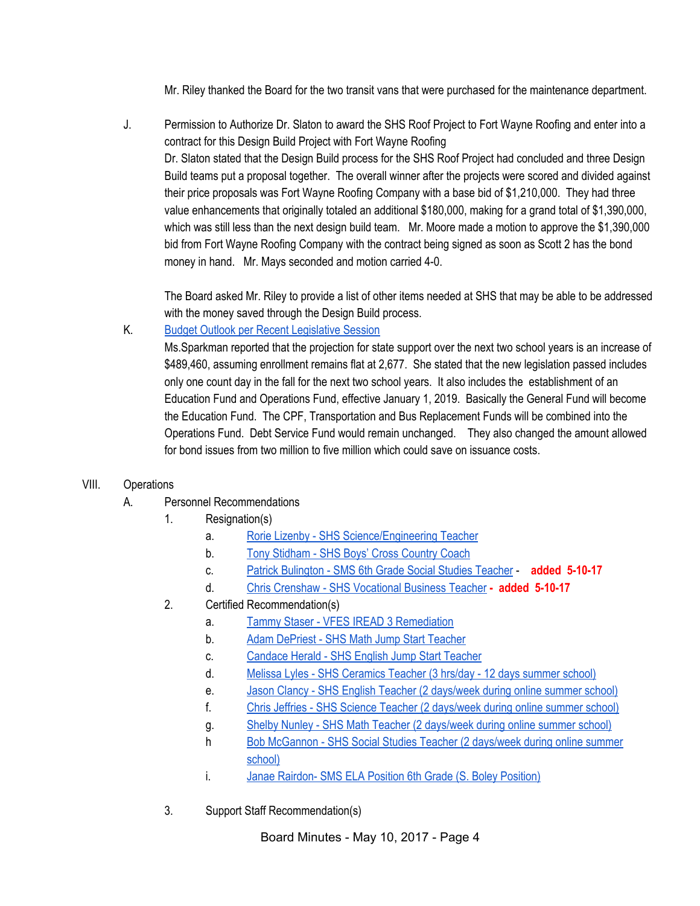Mr. Riley thanked the Board for the two transit vans that were purchased for the maintenance department.

J. Permission to Authorize Dr. Slaton to award the SHS Roof Project to Fort Wayne Roofing and enter into a contract for this Design Build Project with Fort Wayne Roofing

Dr. Slaton stated that the Design Build process for the SHS Roof Project had concluded and three Design Build teams put a proposal together. The overall winner after the projects were scored and divided against their price proposals was Fort Wayne Roofing Company with a base bid of $1,210,000. They had three value enhancements that originally totaled an additional $180,000, making for a grand total of $1,390,000, which was still less than the next design build team. Mr. Moore made a motion to approve the $1,390,000 bid from Fort Wayne Roofing Company with the contract being signed as soon as Scott 2 has the bond money in hand. Mr. Mays seconded and motion carried 4-0.

The Board asked Mr. Riley to provide a list of other items needed at SHS that may be able to be addressed with the money saved through the Design Build process.

K. Budget Outlook per Recent Legislative Session

Ms.Sparkman reported that the projection for state support over the next two school years is an increase of $489,460, assuming enrollment remains flat at 2,677. She stated that the new legislation passed includes only one count day in the fall for the next two school years. It also includes the establishment of an Education Fund and Operations Fund, effective January 1, 2019. Basically the General Fund will become the Education Fund. The CPF, Transportation and Bus Replacement Funds will be combined into the Operations Fund. Debt Service Fund would remain unchanged. They also changed the amount allowed for bond issues from two million to five million which could save on issuance costs.

VIII. Operations

A. Personnel Recommendations

1. Resignation(s)
   - a. Rorie Lizenby - SHS Science/Engineering Teacher
   - b. Tony Stidham - SHS Boys' Cross Country Coach
   - c. Patrick Bulington - SMS 6th Grade Social Studies Teacher - **added 5-10-17**
   - d. Chris Crenshaw - SHS Vocational Business Teacher **- added 5-10-17**

2. Certified Recommendation(s)
   - a. Tammy Staser - VFES IREAD 3 Remediation
   - b. Adam DePriest - SHS Math Jump Start Teacher
   - c. Candace Herald - SHS English Jump Start Teacher
   - d. Melissa Lyles - SHS Ceramics Teacher (3 hrs/day - 12 days summer school)
   - e. Jason Clancy - SHS English Teacher (2 days/week during online summer school)
   - f. Chris Jeffries - SHS Science Teacher (2 days/week during online summer school)
   - g. Shelby Nunley - SHS Math Teacher (2 days/week during online summer school)
   - h Bob McGannon - SHS Social Studies Teacher (2 days/week during online summer school)
   - i. Janae Rairdon- SMS ELA Position 6th Grade (S. Boley Position)

3. Support Staff Recommendation(s)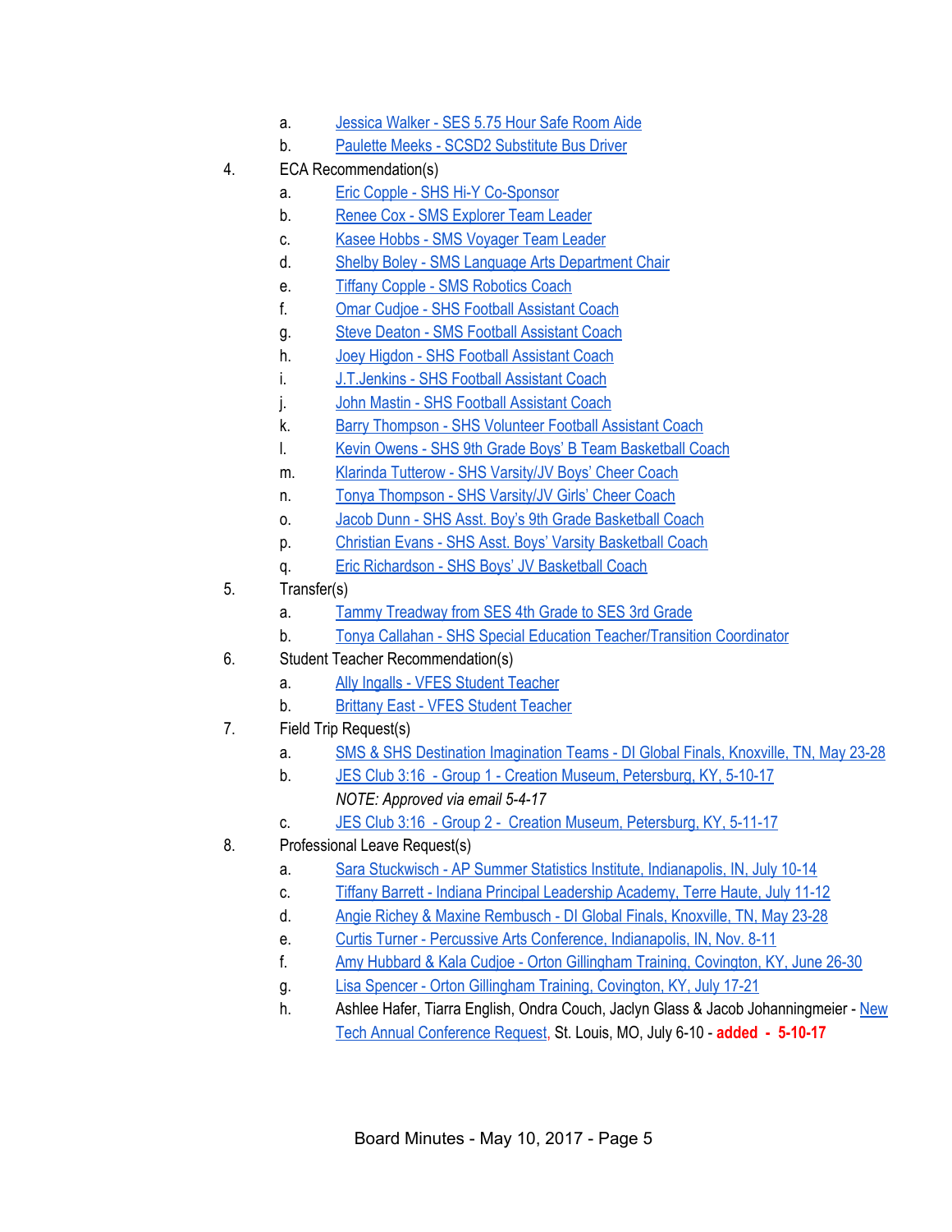a. Jessica Walker - SES 5.75 Hour Safe Room Aide
b. Paulette Meeks - SCSD2 Substitute Bus Driver

4. ECA Recommendation(s)
   a. Eric Copple - SHS Hi-Y Co-Sponsor
   b. Renee Cox - SMS Explorer Team Leader
   c. Kasee Hobbs - SMS Voyager Team Leader
   d. Shelby Boley - SMS Language Arts Department Chair
   e. Tiffany Copple - SMS Robotics Coach
   f. Omar Cudjoe - SHS Football Assistant Coach
   g. Steve Deaton - SMS Football Assistant Coach
   h. Joey Higdon - SHS Football Assistant Coach
   i. J.T.Jenkins - SHS Football Assistant Coach
   j. John Mastin - SHS Football Assistant Coach
   k. Barry Thompson - SHS Volunteer Football Assistant Coach
   l. Kevin Owens - SHS 9th Grade Boys' B Team Basketball Coach
   m. Klarinda Tutterow - SHS Varsity/JV Boys' Cheer Coach
   n. Tonya Thompson - SHS Varsity/JV Girls' Cheer Coach
   o. Jacob Dunn - SHS Asst. Boy's 9th Grade Basketball Coach
   p. Christian Evans - SHS Asst. Boys' Varsity Basketball Coach
   q. Eric Richardson - SHS Boys' JV Basketball Coach

5. Transfer(s)
   a. Tammy Treadway from SES 4th Grade to SES 3rd Grade
   b. Tonya Callahan - SHS Special Education Teacher/Transition Coordinator

6. Student Teacher Recommendation(s)
   a. Ally Ingalls - VFES Student Teacher
   b. Brittany East - VFES Student Teacher

7. Field Trip Request(s)
   a. SMS & SHS Destination Imagination Teams - DI Global Finals, Knoxville, TN, May 23-28
   b. JES Club 3:16 - Group 1 - Creation Museum, Petersburg, KY, 5-10-17
      *NOTE: Approved via email 5-4-17*
   c. JES Club 3:16 - Group 2 - Creation Museum, Petersburg, KY, 5-11-17

8. Professional Leave Request(s)
   a. Sara Stuckwisch - AP Summer Statistics Institute, Indianapolis, IN, July 10-14
   c. Tiffany Barrett - Indiana Principal Leadership Academy, Terre Haute, July 11-12
   d. Angie Richey & Maxine Rembusch - DI Global Finals, Knoxville, TN, May 23-28
   e. Curtis Turner - Percussive Arts Conference, Indianapolis, IN, Nov. 8-11
   f. Amy Hubbard & Kala Cudjoe - Orton Gillingham Training, Covington, KY, June 26-30
   g. Lisa Spencer - Orton Gillingham Training, Covington, KY, July 17-21
   h. Ashlee Hafer, Tiarra English, Ondra Couch, Jaclyn Glass & Jacob Johanningmeier - New Tech Annual Conference Request, St. Louis, MO, July 6-10 - **added - 5-10-17**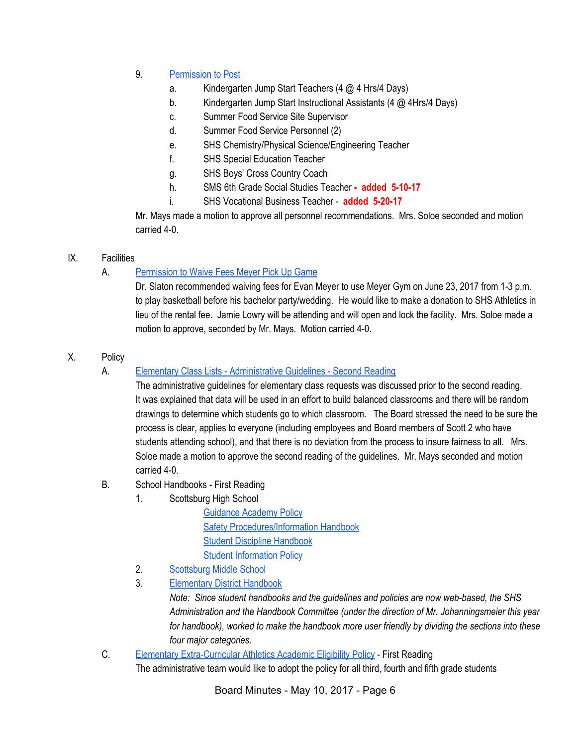9. Permission to Post
   a. Kindergarten Jump Start Teachers (4 @ 4 Hrs/4 Days)
   b. Kindergarten Jump Start Instructional Assistants (4 @ 4Hrs/4 Days)
   c. Summer Food Service Site Supervisor
   d. Summer Food Service Personnel (2)
   e. SHS Chemistry/Physical Science/Engineering Teacher
   f. SHS Special Education Teacher
   g. SHS Boys' Cross Country Coach
   h. SMS 6th Grade Social Studies Teacher **- added 5-10-17**
   i. SHS Vocational Business Teacher - **added 5-20-17**

Mr. Mays made a motion to approve all personnel recommendations. Mrs. Soloe seconded and motion carried 4-0.

IX. Facilities

A. Permission to Waive Fees Meyer Pick Up Game

Dr. Slaton recommended waiving fees for Evan Meyer to use Meyer Gym on June 23, 2017 from 1-3 p.m. to play basketball before his bachelor party/wedding. He would like to make a donation to SHS Athletics in lieu of the rental fee. Jamie Lowry will be attending and will open and lock the facility. Mrs. Soloe made a motion to approve, seconded by Mr. Mays. Motion carried 4-0.

X. Policy

A. Elementary Class Lists - Administrative Guidelines - Second Reading

The administrative guidelines for elementary class requests was discussed prior to the second reading. It was explained that data will be used in an effort to build balanced classrooms and there will be random drawings to determine which students go to which classroom. The Board stressed the need to be sure the process is clear, applies to everyone (including employees and Board members of Scott 2 who have students attending school), and that there is no deviation from the process to insure fairness to all. Mrs. Soloe made a motion to approve the second reading of the guidelines. Mr. Mays seconded and motion carried 4-0.

B. School Handbooks - First Reading
   1. Scottsburg High School
      - Guidance Academy Policy
      - Safety Procedures/Information Handbook
      - Student Discipline Handbook
      - Student Information Policy
   2. Scottsburg Middle School
   3. Elementary District Handbook

   *Note: Since student handbooks and the guidelines and policies are now web-based, the SHS Administration and the Handbook Committee (under the direction of Mr. Johanningsmeier this year for handbook), worked to make the handbook more user friendly by dividing the sections into these four major categories.*

C. Elementary Extra-Curricular Athletics Academic Eligibility Policy - First Reading

The administrative team would like to adopt the policy for all third, fourth and fifth grade students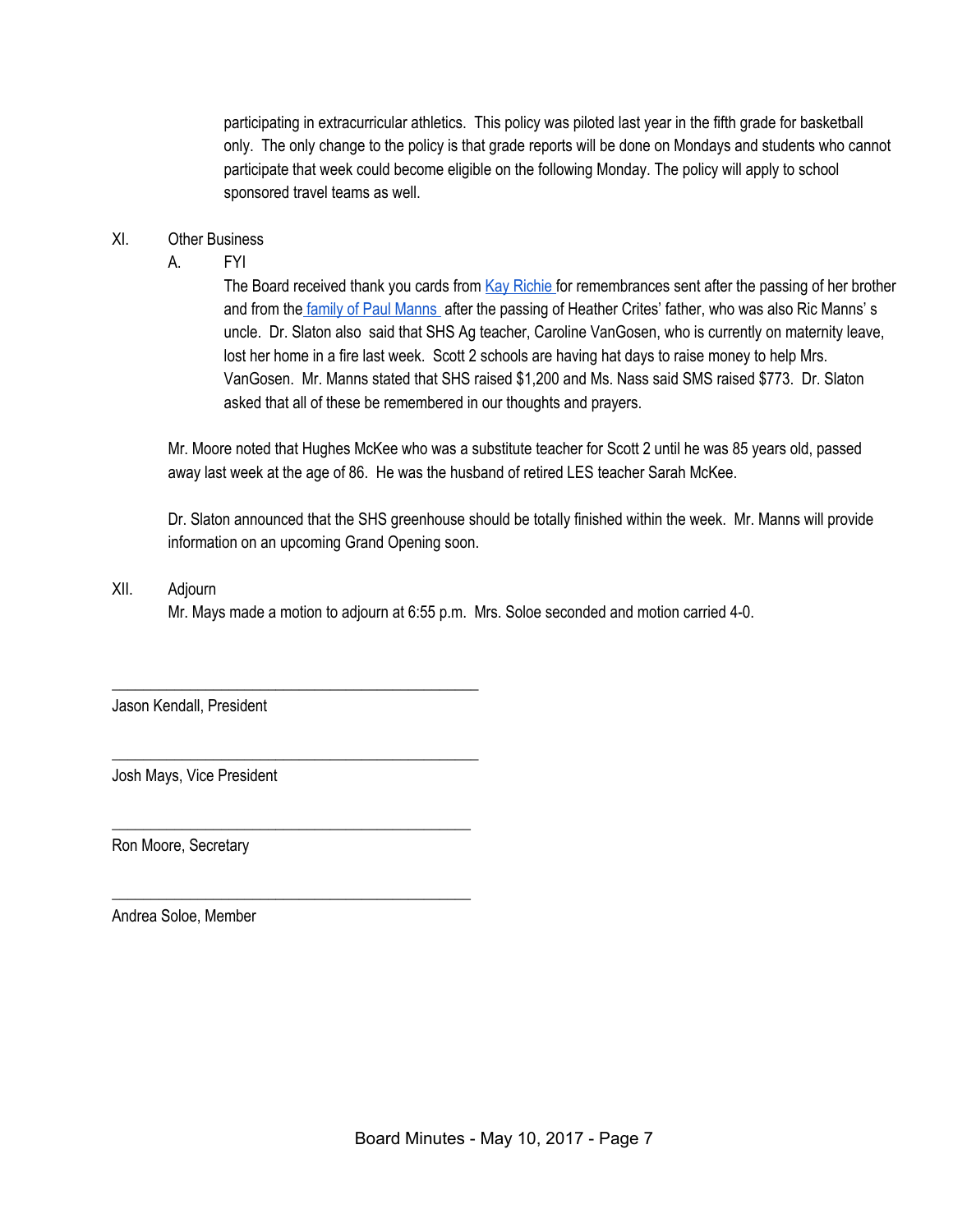participating in extracurricular athletics. This policy was piloted last year in the fifth grade for basketball only. The only change to the policy is that grade reports will be done on Mondays and students who cannot participate that week could become eligible on the following Monday. The policy will apply to school sponsored travel teams as well.

XI. Other Business

A. FYI

The Board received thank you cards from Kay Richie for remembrances sent after the passing of her brother and from the family of Paul Manns after the passing of Heather Crites' father, who was also Ric Manns' s uncle. Dr. Slaton also said that SHS Ag teacher, Caroline VanGosen, who is currently on maternity leave, lost her home in a fire last week. Scott 2 schools are having hat days to raise money to help Mrs. VanGosen. Mr. Manns stated that SHS raised $1,200 and Ms. Nass said SMS raised $773. Dr. Slaton asked that all of these be remembered in our thoughts and prayers.

Mr. Moore noted that Hughes McKee who was a substitute teacher for Scott 2 until he was 85 years old, passed away last week at the age of 86. He was the husband of retired LES teacher Sarah McKee.

Dr. Slaton announced that the SHS greenhouse should be totally finished within the week. Mr. Manns will provide information on an upcoming Grand Opening soon.

XII. Adjourn

Mr. Mays made a motion to adjourn at 6:55 p.m. Mrs. Soloe seconded and motion carried 4-0.

\_\_\_\_\_\_\_\_\_\_\_\_\_\_\_\_\_\_\_\_\_\_\_\_\_\_\_\_\_\_\_\_\_\_\_\_\_\_\_\_

Jason Kendall, President

\_\_\_\_\_\_\_\_\_\_\_\_\_\_\_\_\_\_\_\_\_\_\_\_\_\_\_\_\_\_\_\_\_\_\_\_\_\_\_\_

Josh Mays, Vice President

\_\_\_\_\_\_\_\_\_\_\_\_\_\_\_\_\_\_\_\_\_\_\_\_\_\_\_\_\_\_\_\_\_\_\_\_\_\_\_\_

Ron Moore, Secretary

\_\_\_\_\_\_\_\_\_\_\_\_\_\_\_\_\_\_\_\_\_\_\_\_\_\_\_\_\_\_\_\_\_\_\_\_\_\_\_\_

Andrea Soloe, Member